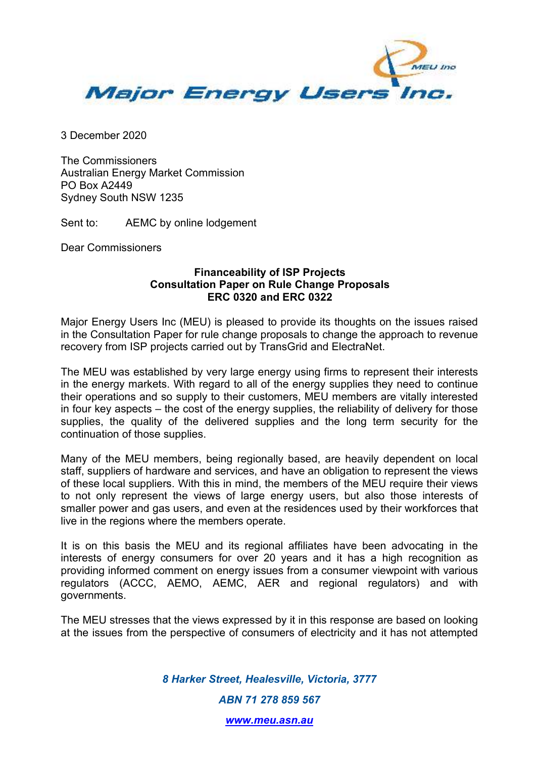# Major Energy Users Inc.

3 December 2020

The Commissioners
Australian Energy Market Commission
PO Box A2449
Sydney South NSW 1235

Sent to: AEMC by online lodgement

Dear Commissioners

**Financeability of ISP Projects**
**Consultation Paper on Rule Change Proposals**
**ERC 0320 and ERC 0322**

Major Energy Users Inc (MEU) is pleased to provide its thoughts on the issues raised in the Consultation Paper for rule change proposals to change the approach to revenue recovery from ISP projects carried out by TransGrid and ElectraNet.

The MEU was established by very large energy using firms to represent their interests in the energy markets. With regard to all of the energy supplies they need to continue their operations and so supply to their customers, MEU members are vitally interested in four key aspects – the cost of the energy supplies, the reliability of delivery for those supplies, the quality of the delivered supplies and the long term security for the continuation of those supplies.

Many of the MEU members, being regionally based, are heavily dependent on local staff, suppliers of hardware and services, and have an obligation to represent the views of these local suppliers. With this in mind, the members of the MEU require their views to not only represent the views of large energy users, but also those interests of smaller power and gas users, and even at the residences used by their workforces that live in the regions where the members operate.

It is on this basis the MEU and its regional affiliates have been advocating in the interests of energy consumers for over 20 years and it has a high recognition as providing informed comment on energy issues from a consumer viewpoint with various regulators (ACCC, AEMO, AEMC, AER and regional regulators) and with governments.

The MEU stresses that the views expressed by it in this response are based on looking at the issues from the perspective of consumers of electricity and it has not attempted

*8 Harker Street, Healesville, Victoria, 3777*

*ABN 71 278 859 567*

*www.meu.asn.au*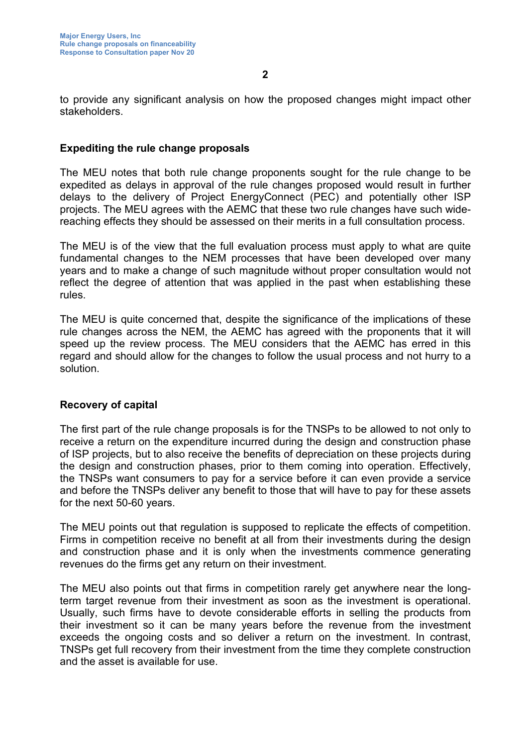to provide any significant analysis on how the proposed changes might impact other stakeholders.

**Expediting the rule change proposals**

The MEU notes that both rule change proponents sought for the rule change to be expedited as delays in approval of the rule changes proposed would result in further delays to the delivery of Project EnergyConnect (PEC) and potentially other ISP projects. The MEU agrees with the AEMC that these two rule changes have such wide-reaching effects they should be assessed on their merits in a full consultation process.

The MEU is of the view that the full evaluation process must apply to what are quite fundamental changes to the NEM processes that have been developed over many years and to make a change of such magnitude without proper consultation would not reflect the degree of attention that was applied in the past when establishing these rules.

The MEU is quite concerned that, despite the significance of the implications of these rule changes across the NEM, the AEMC has agreed with the proponents that it will speed up the review process. The MEU considers that the AEMC has erred in this regard and should allow for the changes to follow the usual process and not hurry to a solution.

**Recovery of capital**

The first part of the rule change proposals is for the TNSPs to be allowed to not only to receive a return on the expenditure incurred during the design and construction phase of ISP projects, but to also receive the benefits of depreciation on these projects during the design and construction phases, prior to them coming into operation. Effectively, the TNSPs want consumers to pay for a service before it can even provide a service and before the TNSPs deliver any benefit to those that will have to pay for these assets for the next 50-60 years.

The MEU points out that regulation is supposed to replicate the effects of competition. Firms in competition receive no benefit at all from their investments during the design and construction phase and it is only when the investments commence generating revenues do the firms get any return on their investment.

The MEU also points out that firms in competition rarely get anywhere near the long-term target revenue from their investment as soon as the investment is operational. Usually, such firms have to devote considerable efforts in selling the products from their investment so it can be many years before the revenue from the investment exceeds the ongoing costs and so deliver a return on the investment. In contrast, TNSPs get full recovery from their investment from the time they complete construction and the asset is available for use.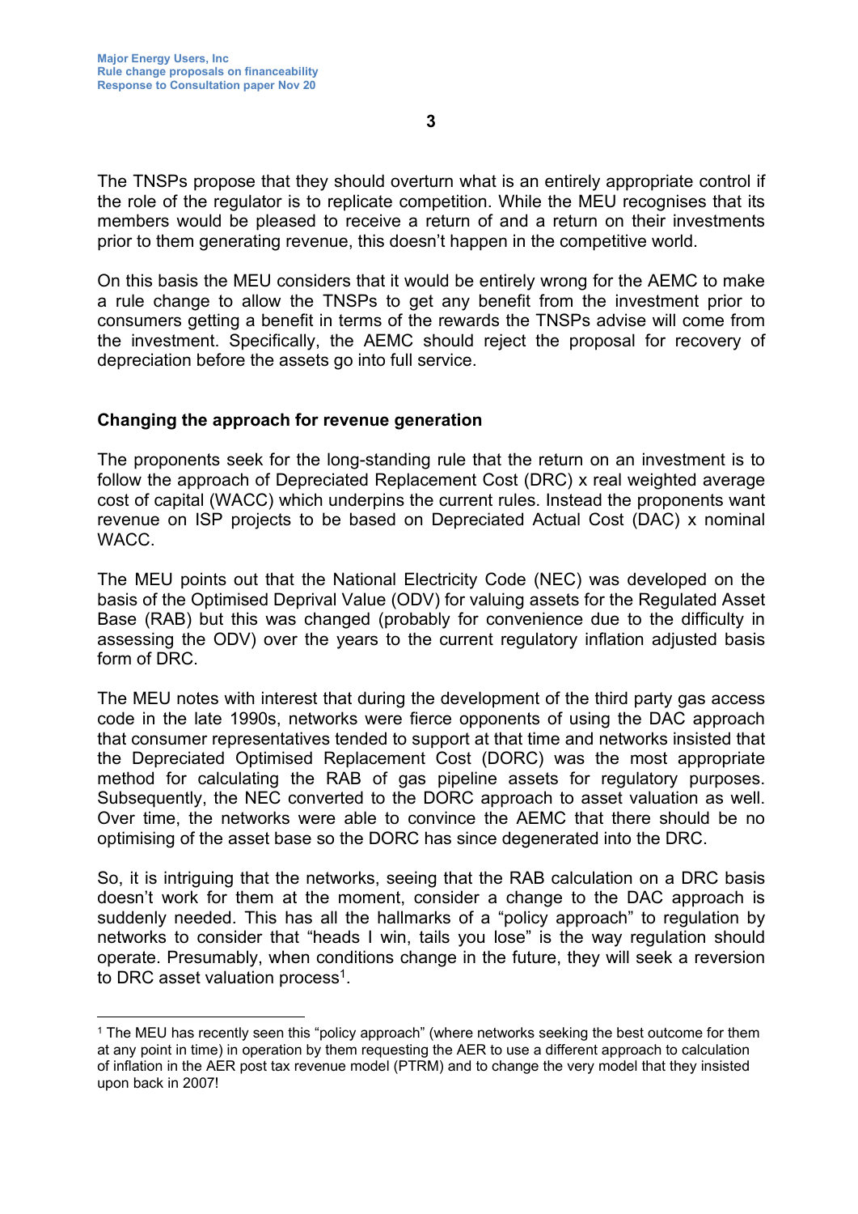The TNSPs propose that they should overturn what is an entirely appropriate control if the role of the regulator is to replicate competition. While the MEU recognises that its members would be pleased to receive a return of and a return on their investments prior to them generating revenue, this doesn't happen in the competitive world.

On this basis the MEU considers that it would be entirely wrong for the AEMC to make a rule change to allow the TNSPs to get any benefit from the investment prior to consumers getting a benefit in terms of the rewards the TNSPs advise will come from the investment. Specifically, the AEMC should reject the proposal for recovery of depreciation before the assets go into full service.

### Changing the approach for revenue generation

The proponents seek for the long-standing rule that the return on an investment is to follow the approach of Depreciated Replacement Cost (DRC) x real weighted average cost of capital (WACC) which underpins the current rules. Instead the proponents want revenue on ISP projects to be based on Depreciated Actual Cost (DAC) x nominal WACC.

The MEU points out that the National Electricity Code (NEC) was developed on the basis of the Optimised Deprival Value (ODV) for valuing assets for the Regulated Asset Base (RAB) but this was changed (probably for convenience due to the difficulty in assessing the ODV) over the years to the current regulatory inflation adjusted basis form of DRC.

The MEU notes with interest that during the development of the third party gas access code in the late 1990s, networks were fierce opponents of using the DAC approach that consumer representatives tended to support at that time and networks insisted that the Depreciated Optimised Replacement Cost (DORC) was the most appropriate method for calculating the RAB of gas pipeline assets for regulatory purposes. Subsequently, the NEC converted to the DORC approach to asset valuation as well. Over time, the networks were able to convince the AEMC that there should be no optimising of the asset base so the DORC has since degenerated into the DRC.

So, it is intriguing that the networks, seeing that the RAB calculation on a DRC basis doesn't work for them at the moment, consider a change to the DAC approach is suddenly needed. This has all the hallmarks of a "policy approach" to regulation by networks to consider that "heads I win, tails you lose" is the way regulation should operate. Presumably, when conditions change in the future, they will seek a reversion to DRC asset valuation process[1].

---

[1] The MEU has recently seen this "policy approach" (where networks seeking the best outcome for them at any point in time) in operation by them requesting the AER to use a different approach to calculation of inflation in the AER post tax revenue model (PTRM) and to change the very model that they insisted upon back in 2007!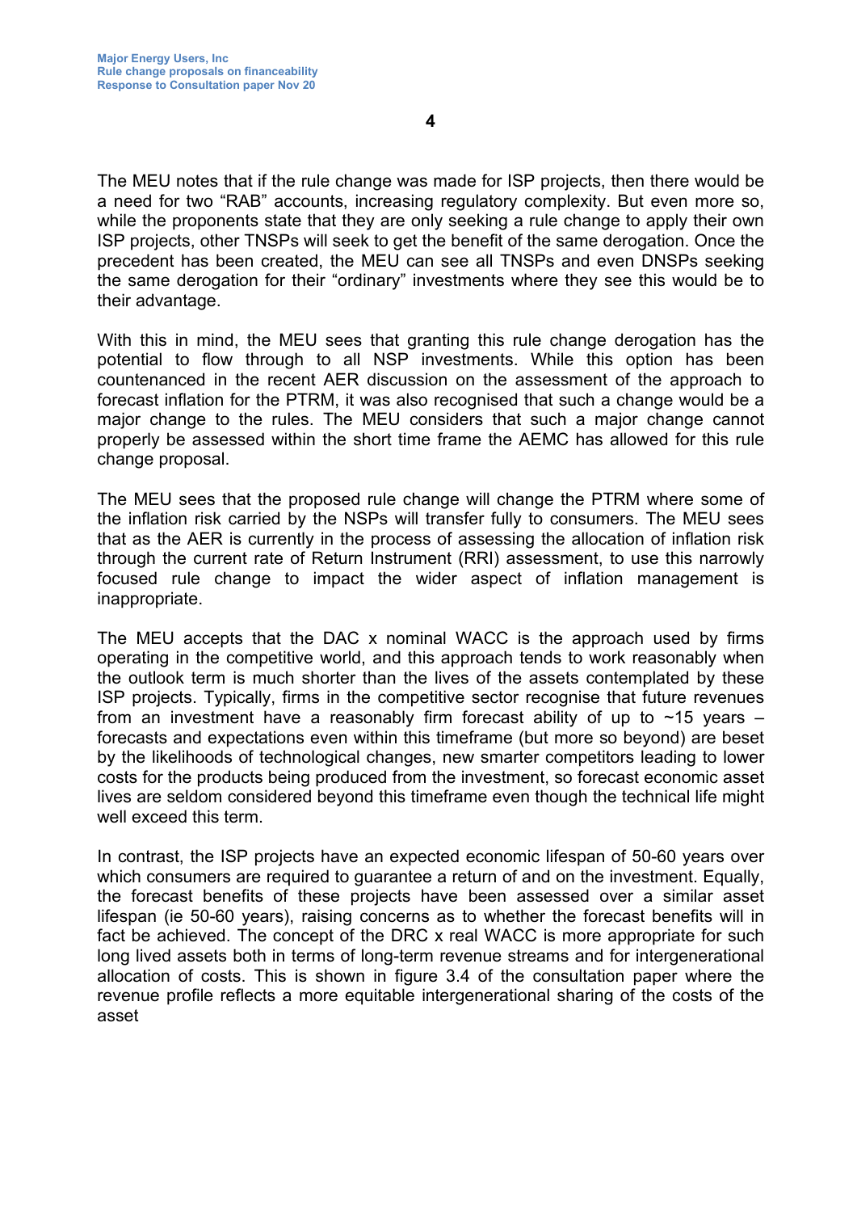The MEU notes that if the rule change was made for ISP projects, then there would be a need for two "RAB" accounts, increasing regulatory complexity. But even more so, while the proponents state that they are only seeking a rule change to apply their own ISP projects, other TNSPs will seek to get the benefit of the same derogation. Once the precedent has been created, the MEU can see all TNSPs and even DNSPs seeking the same derogation for their "ordinary" investments where they see this would be to their advantage.

With this in mind, the MEU sees that granting this rule change derogation has the potential to flow through to all NSP investments. While this option has been countenanced in the recent AER discussion on the assessment of the approach to forecast inflation for the PTRM, it was also recognised that such a change would be a major change to the rules. The MEU considers that such a major change cannot properly be assessed within the short time frame the AEMC has allowed for this rule change proposal.

The MEU sees that the proposed rule change will change the PTRM where some of the inflation risk carried by the NSPs will transfer fully to consumers. The MEU sees that as the AER is currently in the process of assessing the allocation of inflation risk through the current rate of Return Instrument (RRI) assessment, to use this narrowly focused rule change to impact the wider aspect of inflation management is inappropriate.

The MEU accepts that the DAC x nominal WACC is the approach used by firms operating in the competitive world, and this approach tends to work reasonably when the outlook term is much shorter than the lives of the assets contemplated by these ISP projects. Typically, firms in the competitive sector recognise that future revenues from an investment have a reasonably firm forecast ability of up to ~15 years – forecasts and expectations even within this timeframe (but more so beyond) are beset by the likelihoods of technological changes, new smarter competitors leading to lower costs for the products being produced from the investment, so forecast economic asset lives are seldom considered beyond this timeframe even though the technical life might well exceed this term.

In contrast, the ISP projects have an expected economic lifespan of 50-60 years over which consumers are required to guarantee a return of and on the investment. Equally, the forecast benefits of these projects have been assessed over a similar asset lifespan (ie 50-60 years), raising concerns as to whether the forecast benefits will in fact be achieved. The concept of the DRC x real WACC is more appropriate for such long lived assets both in terms of long-term revenue streams and for intergenerational allocation of costs. This is shown in figure 3.4 of the consultation paper where the revenue profile reflects a more equitable intergenerational sharing of the costs of the asset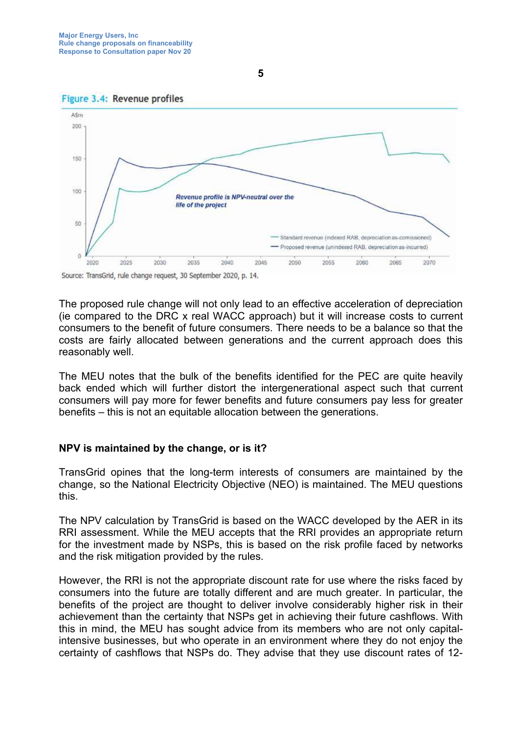Figure 3.4: Revenue profiles

Source: TransGrid, rule change request, 30 September 2020, p. 14.

The proposed rule change will not only lead to an effective acceleration of depreciation (ie compared to the DRC x real WACC approach) but it will increase costs to current consumers to the benefit of future consumers. There needs to be a balance so that the costs are fairly allocated between generations and the current approach does this reasonably well.

The MEU notes that the bulk of the benefits identified for the PEC are quite heavily back ended which will further distort the intergenerational aspect such that current consumers will pay more for fewer benefits and future consumers pay less for greater benefits – this is not an equitable allocation between the generations.

**NPV is maintained by the change, or is it?**

TransGrid opines that the long-term interests of consumers are maintained by the change, so the National Electricity Objective (NEO) is maintained. The MEU questions this.

The NPV calculation by TransGrid is based on the WACC developed by the AER in its RRI assessment. While the MEU accepts that the RRI provides an appropriate return for the investment made by NSPs, this is based on the risk profile faced by networks and the risk mitigation provided by the rules.

However, the RRI is not the appropriate discount rate for use where the risks faced by consumers into the future are totally different and are much greater. In particular, the benefits of the project are thought to deliver involve considerably higher risk in their achievement than the certainty that NSPs get in achieving their future cashflows. With this in mind, the MEU has sought advice from its members who are not only capital-intensive businesses, but who operate in an environment where they do not enjoy the certainty of cashflows that NSPs do. They advise that they use discount rates of 12-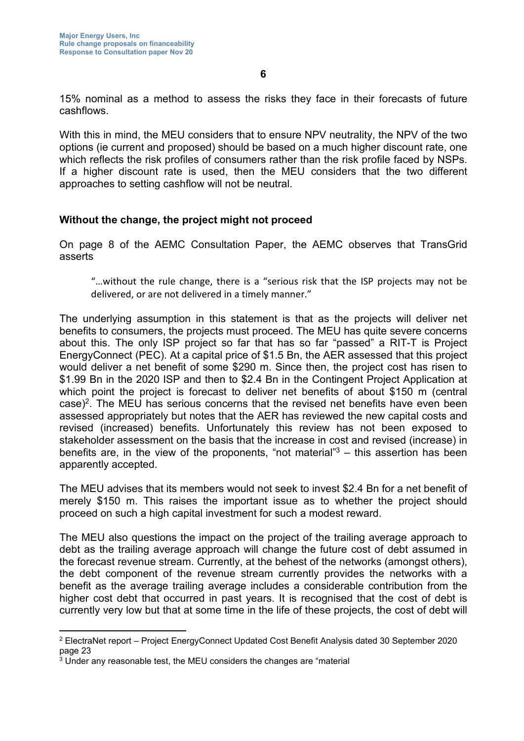15% nominal as a method to assess the risks they face in their forecasts of future cashflows.

With this in mind, the MEU considers that to ensure NPV neutrality, the NPV of the two options (ie current and proposed) should be based on a much higher discount rate, one which reflects the risk profiles of consumers rather than the risk profile faced by NSPs. If a higher discount rate is used, then the MEU considers that the two different approaches to setting cashflow will not be neutral.

### Without the change, the project might not proceed

On page 8 of the AEMC Consultation Paper, the AEMC observes that TransGrid asserts

> "…without the rule change, there is a "serious risk that the ISP projects may not be delivered, or are not delivered in a timely manner."

The underlying assumption in this statement is that as the projects will deliver net benefits to consumers, the projects must proceed. The MEU has quite severe concerns about this. The only ISP project so far that has so far "passed" a RIT-T is Project EnergyConnect (PEC). At a capital price of $1.5 Bn, the AER assessed that this project would deliver a net benefit of some $290 m. Since then, the project cost has risen to $1.99 Bn in the 2020 ISP and then to $2.4 Bn in the Contingent Project Application at which point the project is forecast to deliver net benefits of about $150 m (central case)[2]. The MEU has serious concerns that the revised net benefits have even been assessed appropriately but notes that the AER has reviewed the new capital costs and revised (increased) benefits. Unfortunately this review has not been exposed to stakeholder assessment on the basis that the increase in cost and revised (increase) in benefits are, in the view of the proponents, "not material"[3] – this assertion has been apparently accepted.

The MEU advises that its members would not seek to invest $2.4 Bn for a net benefit of merely $150 m. This raises the important issue as to whether the project should proceed on such a high capital investment for such a modest reward.

The MEU also questions the impact on the project of the trailing average approach to debt as the trailing average approach will change the future cost of debt assumed in the forecast revenue stream. Currently, at the behest of the networks (amongst others), the debt component of the revenue stream currently provides the networks with a benefit as the average trailing average includes a considerable contribution from the higher cost debt that occurred in past years. It is recognised that the cost of debt is currently very low but that at some time in the life of these projects, the cost of debt will

---

[2] ElectraNet report – Project EnergyConnect Updated Cost Benefit Analysis dated 30 September 2020 page 23

[3] Under any reasonable test, the MEU considers the changes are "material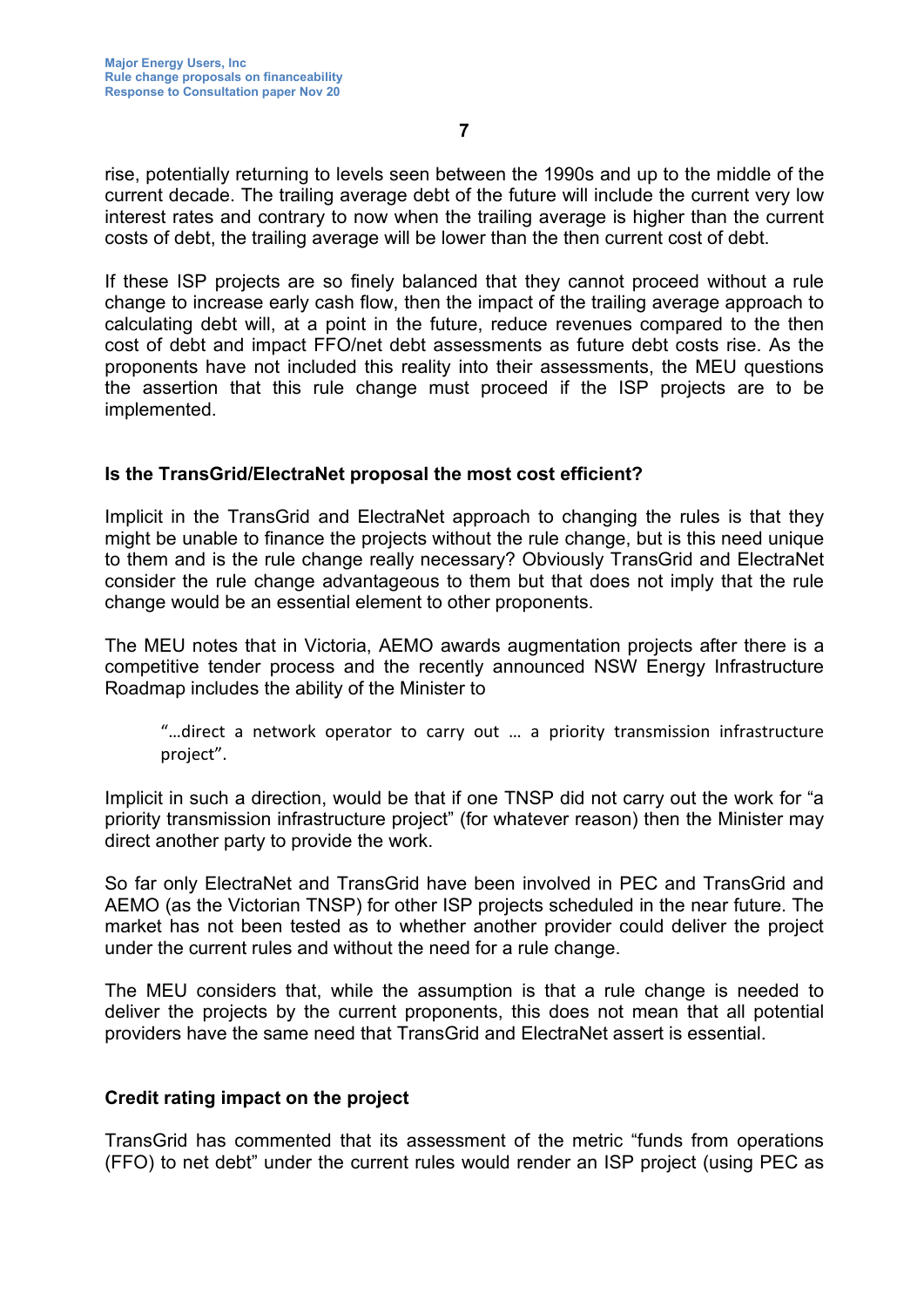rise, potentially returning to levels seen between the 1990s and up to the middle of the current decade. The trailing average debt of the future will include the current very low interest rates and contrary to now when the trailing average is higher than the current costs of debt, the trailing average will be lower than the then current cost of debt.

If these ISP projects are so finely balanced that they cannot proceed without a rule change to increase early cash flow, then the impact of the trailing average approach to calculating debt will, at a point in the future, reduce revenues compared to the then cost of debt and impact FFO/net debt assessments as future debt costs rise. As the proponents have not included this reality into their assessments, the MEU questions the assertion that this rule change must proceed if the ISP projects are to be implemented.

### Is the TransGrid/ElectraNet proposal the most cost efficient?

Implicit in the TransGrid and ElectraNet approach to changing the rules is that they might be unable to finance the projects without the rule change, but is this need unique to them and is the rule change really necessary? Obviously TransGrid and ElectraNet consider the rule change advantageous to them but that does not imply that the rule change would be an essential element to other proponents.

The MEU notes that in Victoria, AEMO awards augmentation projects after there is a competitive tender process and the recently announced NSW Energy Infrastructure Roadmap includes the ability of the Minister to

> "…direct a network operator to carry out … a priority transmission infrastructure project".

Implicit in such a direction, would be that if one TNSP did not carry out the work for "a priority transmission infrastructure project" (for whatever reason) then the Minister may direct another party to provide the work.

So far only ElectraNet and TransGrid have been involved in PEC and TransGrid and AEMO (as the Victorian TNSP) for other ISP projects scheduled in the near future. The market has not been tested as to whether another provider could deliver the project under the current rules and without the need for a rule change.

The MEU considers that, while the assumption is that a rule change is needed to deliver the projects by the current proponents, this does not mean that all potential providers have the same need that TransGrid and ElectraNet assert is essential.

### Credit rating impact on the project

TransGrid has commented that its assessment of the metric "funds from operations (FFO) to net debt" under the current rules would render an ISP project (using PEC as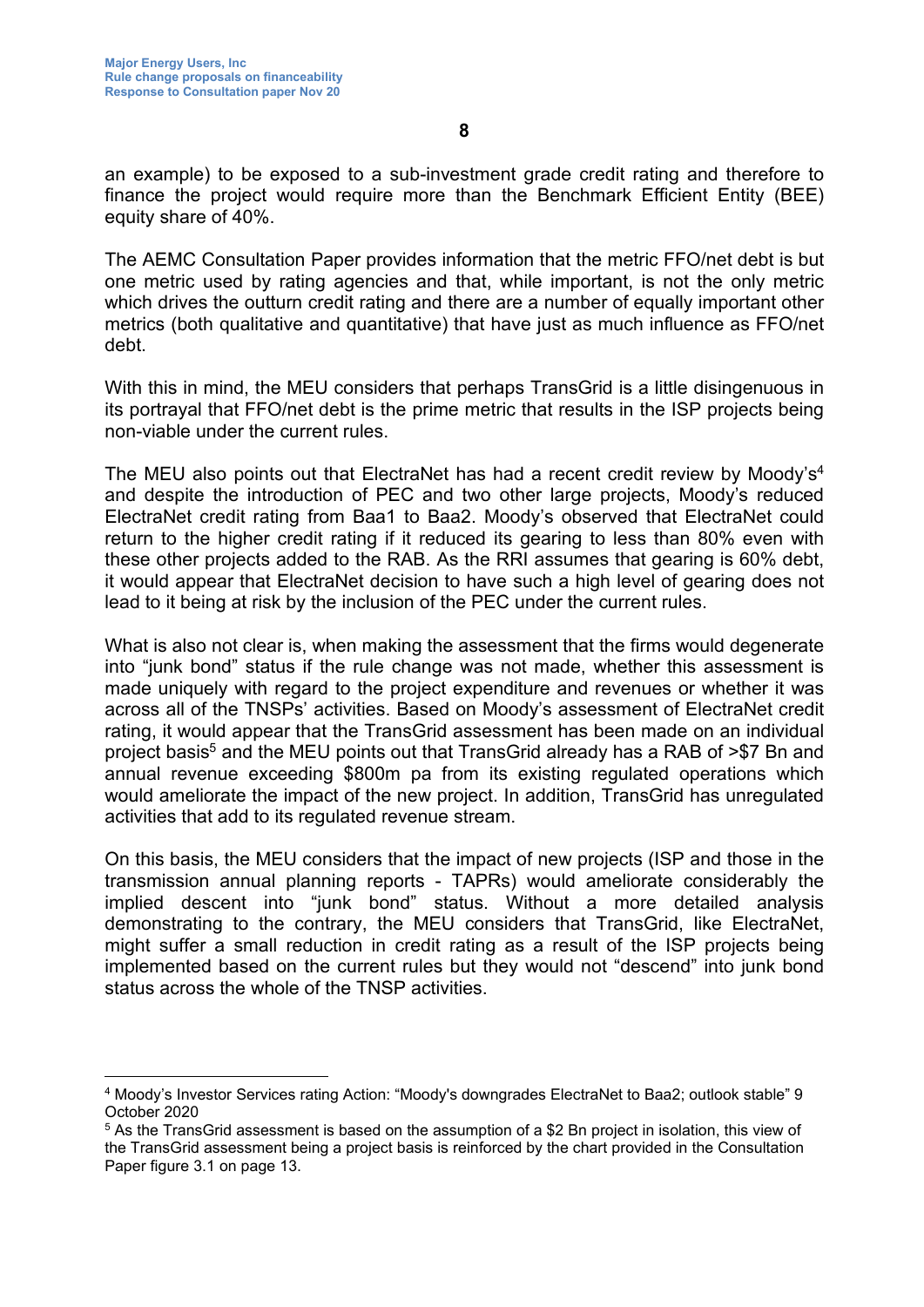an example) to be exposed to a sub-investment grade credit rating and therefore to finance the project would require more than the Benchmark Efficient Entity (BEE) equity share of 40%.

The AEMC Consultation Paper provides information that the metric FFO/net debt is but one metric used by rating agencies and that, while important, is not the only metric which drives the outturn credit rating and there are a number of equally important other metrics (both qualitative and quantitative) that have just as much influence as FFO/net debt.

With this in mind, the MEU considers that perhaps TransGrid is a little disingenuous in its portrayal that FFO/net debt is the prime metric that results in the ISP projects being non-viable under the current rules.

The MEU also points out that ElectraNet has had a recent credit review by Moody's[4] and despite the introduction of PEC and two other large projects, Moody's reduced ElectraNet credit rating from Baa1 to Baa2. Moody's observed that ElectraNet could return to the higher credit rating if it reduced its gearing to less than 80% even with these other projects added to the RAB. As the RRI assumes that gearing is 60% debt, it would appear that ElectraNet decision to have such a high level of gearing does not lead to it being at risk by the inclusion of the PEC under the current rules.

What is also not clear is, when making the assessment that the firms would degenerate into "junk bond" status if the rule change was not made, whether this assessment is made uniquely with regard to the project expenditure and revenues or whether it was across all of the TNSPs' activities. Based on Moody's assessment of ElectraNet credit rating, it would appear that the TransGrid assessment has been made on an individual project basis[5] and the MEU points out that TransGrid already has a RAB of >$7 Bn and annual revenue exceeding $800m pa from its existing regulated operations which would ameliorate the impact of the new project. In addition, TransGrid has unregulated activities that add to its regulated revenue stream.

On this basis, the MEU considers that the impact of new projects (ISP and those in the transmission annual planning reports - TAPRs) would ameliorate considerably the implied descent into "junk bond" status. Without a more detailed analysis demonstrating to the contrary, the MEU considers that TransGrid, like ElectraNet, might suffer a small reduction in credit rating as a result of the ISP projects being implemented based on the current rules but they would not "descend" into junk bond status across the whole of the TNSP activities.

---

[4] Moody's Investor Services rating Action: "Moody's downgrades ElectraNet to Baa2; outlook stable" 9 October 2020

[5] As the TransGrid assessment is based on the assumption of a $2 Bn project in isolation, this view of the TransGrid assessment being a project basis is reinforced by the chart provided in the Consultation Paper figure 3.1 on page 13.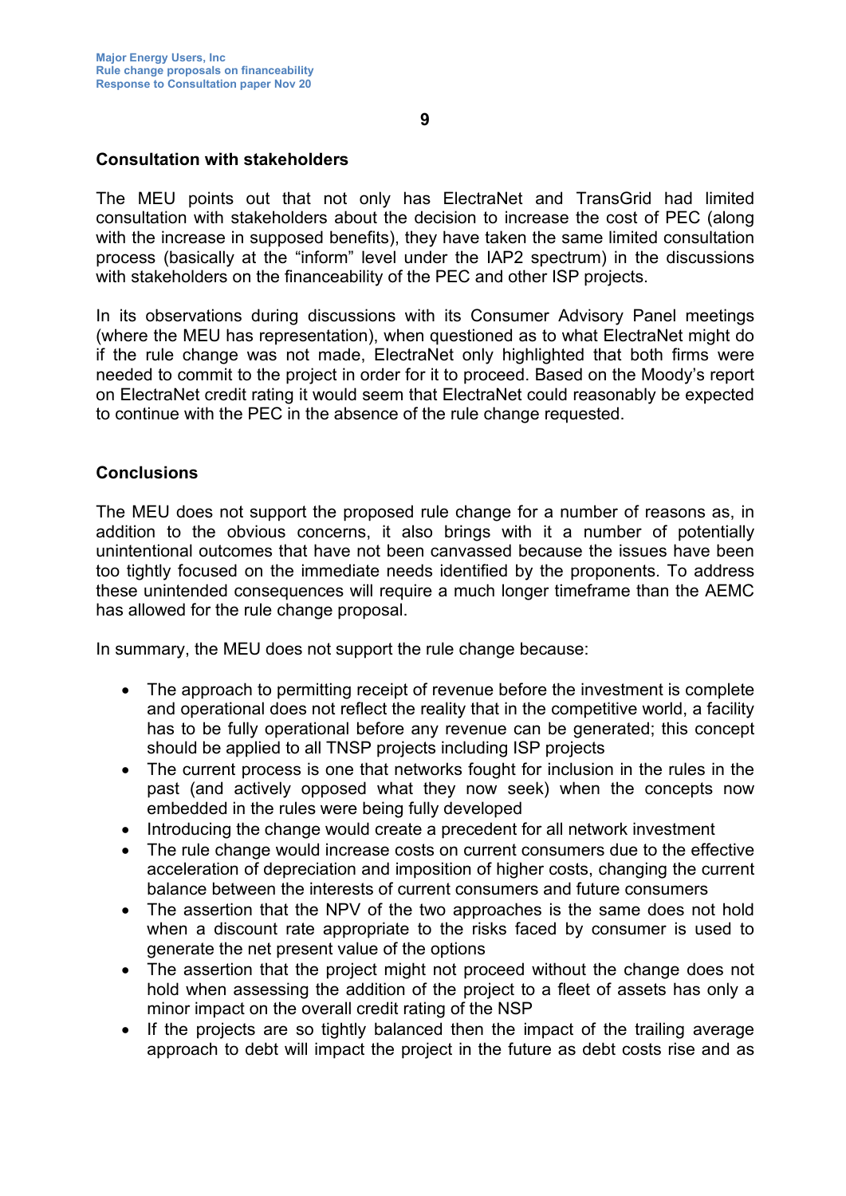**Consultation with stakeholders**

The MEU points out that not only has ElectraNet and TransGrid had limited consultation with stakeholders about the decision to increase the cost of PEC (along with the increase in supposed benefits), they have taken the same limited consultation process (basically at the "inform" level under the IAP2 spectrum) in the discussions with stakeholders on the financeability of the PEC and other ISP projects.

In its observations during discussions with its Consumer Advisory Panel meetings (where the MEU has representation), when questioned as to what ElectraNet might do if the rule change was not made, ElectraNet only highlighted that both firms were needed to commit to the project in order for it to proceed. Based on the Moody's report on ElectraNet credit rating it would seem that ElectraNet could reasonably be expected to continue with the PEC in the absence of the rule change requested.

**Conclusions**

The MEU does not support the proposed rule change for a number of reasons as, in addition to the obvious concerns, it also brings with it a number of potentially unintentional outcomes that have not been canvassed because the issues have been too tightly focused on the immediate needs identified by the proponents. To address these unintended consequences will require a much longer timeframe than the AEMC has allowed for the rule change proposal.

In summary, the MEU does not support the rule change because:

- The approach to permitting receipt of revenue before the investment is complete and operational does not reflect the reality that in the competitive world, a facility has to be fully operational before any revenue can be generated; this concept should be applied to all TNSP projects including ISP projects
- The current process is one that networks fought for inclusion in the rules in the past (and actively opposed what they now seek) when the concepts now embedded in the rules were being fully developed
- Introducing the change would create a precedent for all network investment
- The rule change would increase costs on current consumers due to the effective acceleration of depreciation and imposition of higher costs, changing the current balance between the interests of current consumers and future consumers
- The assertion that the NPV of the two approaches is the same does not hold when a discount rate appropriate to the risks faced by consumer is used to generate the net present value of the options
- The assertion that the project might not proceed without the change does not hold when assessing the addition of the project to a fleet of assets has only a minor impact on the overall credit rating of the NSP
- If the projects are so tightly balanced then the impact of the trailing average approach to debt will impact the project in the future as debt costs rise and as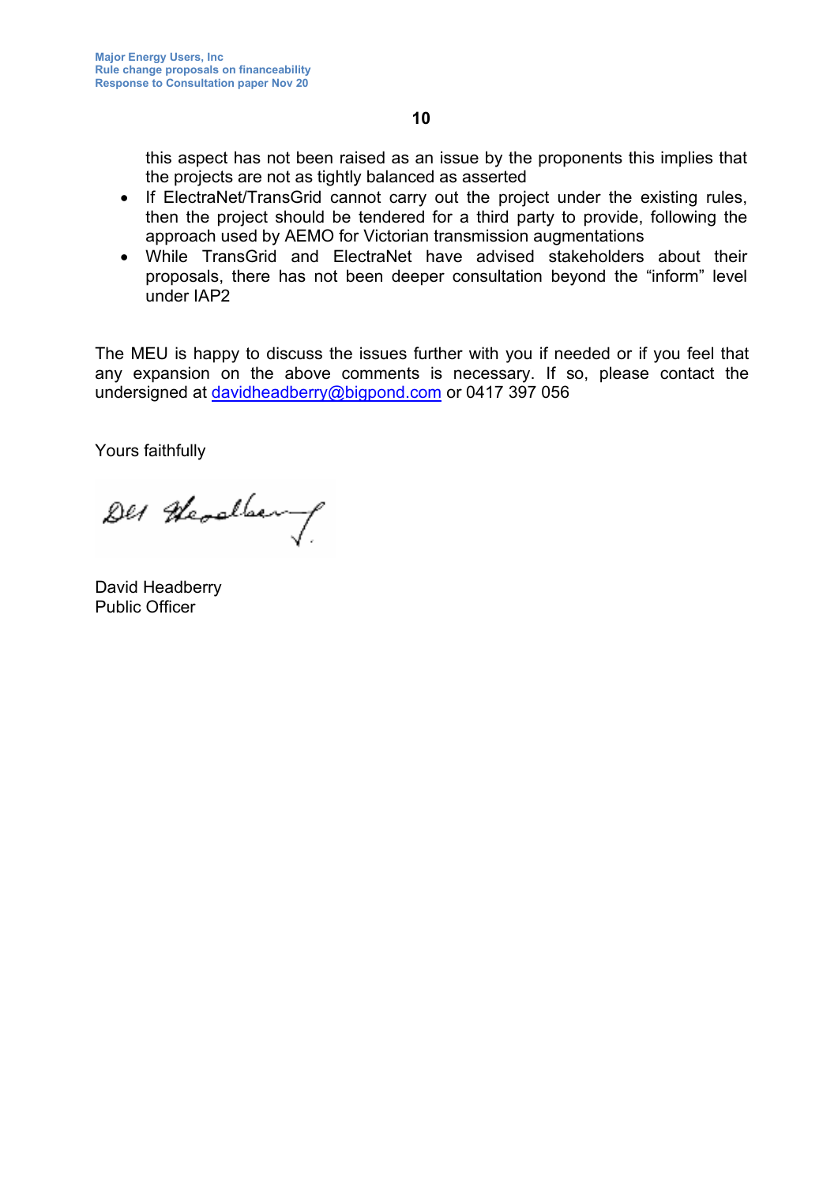this aspect has not been raised as an issue by the proponents this implies that the projects are not as tightly balanced as asserted

- If ElectraNet/TransGrid cannot carry out the project under the existing rules, then the project should be tendered for a third party to provide, following the approach used by AEMO for Victorian transmission augmentations
- While TransGrid and ElectraNet have advised stakeholders about their proposals, there has not been deeper consultation beyond the "inform" level under IAP2

The MEU is happy to discuss the issues further with you if needed or if you feel that any expansion on the above comments is necessary. If so, please contact the undersigned at davidheadberry@bigpond.com or 0417 397 056

Yours faithfully

David Headberry
Public Officer